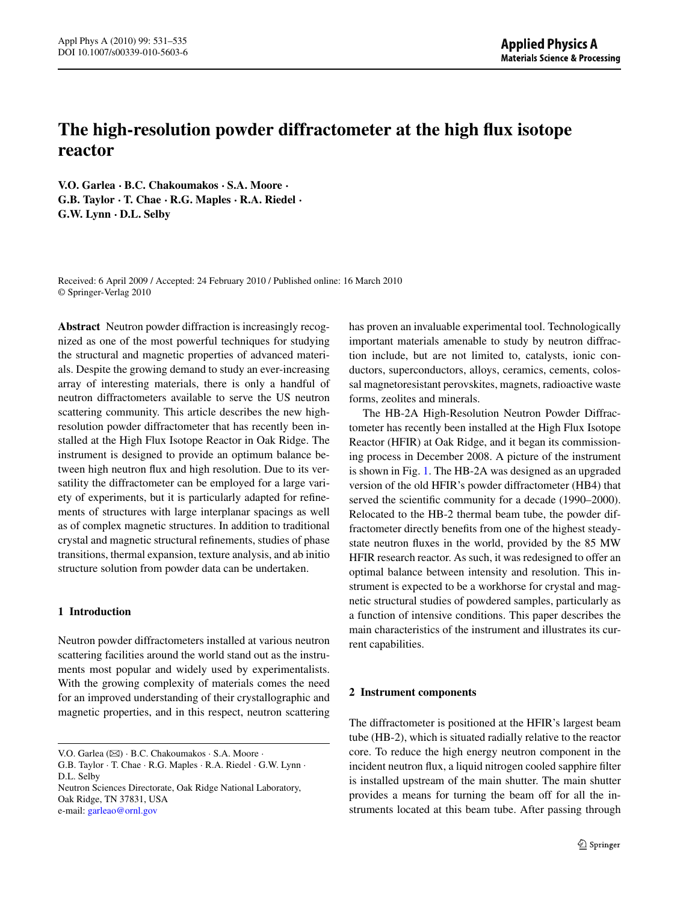# The high-resolution powder diffractometer at the high flux isotope reactor

**V.O. Garlea · B.C. Chakoumakos · S.A. Moore · G.B. Taylor · T. Chae · R.G. Maples · R.A. Riedel · G.W. Lynn · D.L. Selby**

Received: 6 April 2009 / Accepted: 24 February 2010 / Published online: 16 March 2010
© Springer-Verlag 2010

**Abstract** Neutron powder diffraction is increasingly recognized as one of the most powerful techniques for studying the structural and magnetic properties of advanced materials. Despite the growing demand to study an ever-increasing array of interesting materials, there is only a handful of neutron diffractometers available to serve the US neutron scattering community. This article describes the new high-resolution powder diffractometer that has recently been installed at the High Flux Isotope Reactor in Oak Ridge. The instrument is designed to provide an optimum balance between high neutron flux and high resolution. Due to its versatility the diffractometer can be employed for a large variety of experiments, but it is particularly adapted for refinements of structures with large interplanar spacings as well as of complex magnetic structures. In addition to traditional crystal and magnetic structural refinements, studies of phase transitions, thermal expansion, texture analysis, and ab initio structure solution from powder data can be undertaken.

## 1 Introduction

Neutron powder diffractometers installed at various neutron scattering facilities around the world stand out as the instruments most popular and widely used by experimentalists. With the growing complexity of materials comes the need for an improved understanding of their crystallographic and magnetic properties, and in this respect, neutron scattering has proven an invaluable experimental tool. Technologically important materials amenable to study by neutron diffraction include, but are not limited to, catalysts, ionic conductors, superconductors, alloys, ceramics, cements, colossal magnetoresistant perovskites, magnets, radioactive waste forms, zeolites and minerals.

The HB-2A High-Resolution Neutron Powder Diffractometer has recently been installed at the High Flux Isotope Reactor (HFIR) at Oak Ridge, and it began its commissioning process in December 2008. A picture of the instrument is shown in Fig. 1. The HB-2A was designed as an upgraded version of the old HFIR's powder diffractometer (HB4) that served the scientific community for a decade (1990–2000). Relocated to the HB-2 thermal beam tube, the powder diffractometer directly benefits from one of the highest steady-state neutron fluxes in the world, provided by the 85 MW HFIR research reactor. As such, it was redesigned to offer an optimal balance between intensity and resolution. This instrument is expected to be a workhorse for crystal and magnetic structural studies of powdered samples, particularly as a function of intensive conditions. This paper describes the main characteristics of the instrument and illustrates its current capabilities.

## 2 Instrument components

The diffractometer is positioned at the HFIR's largest beam tube (HB-2), which is situated radially relative to the reactor core. To reduce the high energy neutron component in the incident neutron flux, a liquid nitrogen cooled sapphire filter is installed upstream of the main shutter. The main shutter provides a means for turning the beam off for all the instruments located at this beam tube. After passing through

V.O. Garlea (✉) · B.C. Chakoumakos · S.A. Moore · G.B. Taylor · T. Chae · R.G. Maples · R.A. Riedel · G.W. Lynn · D.L. Selby
Neutron Sciences Directorate, Oak Ridge National Laboratory, Oak Ridge, TN 37831, USA
e-mail: garleao@ornl.gov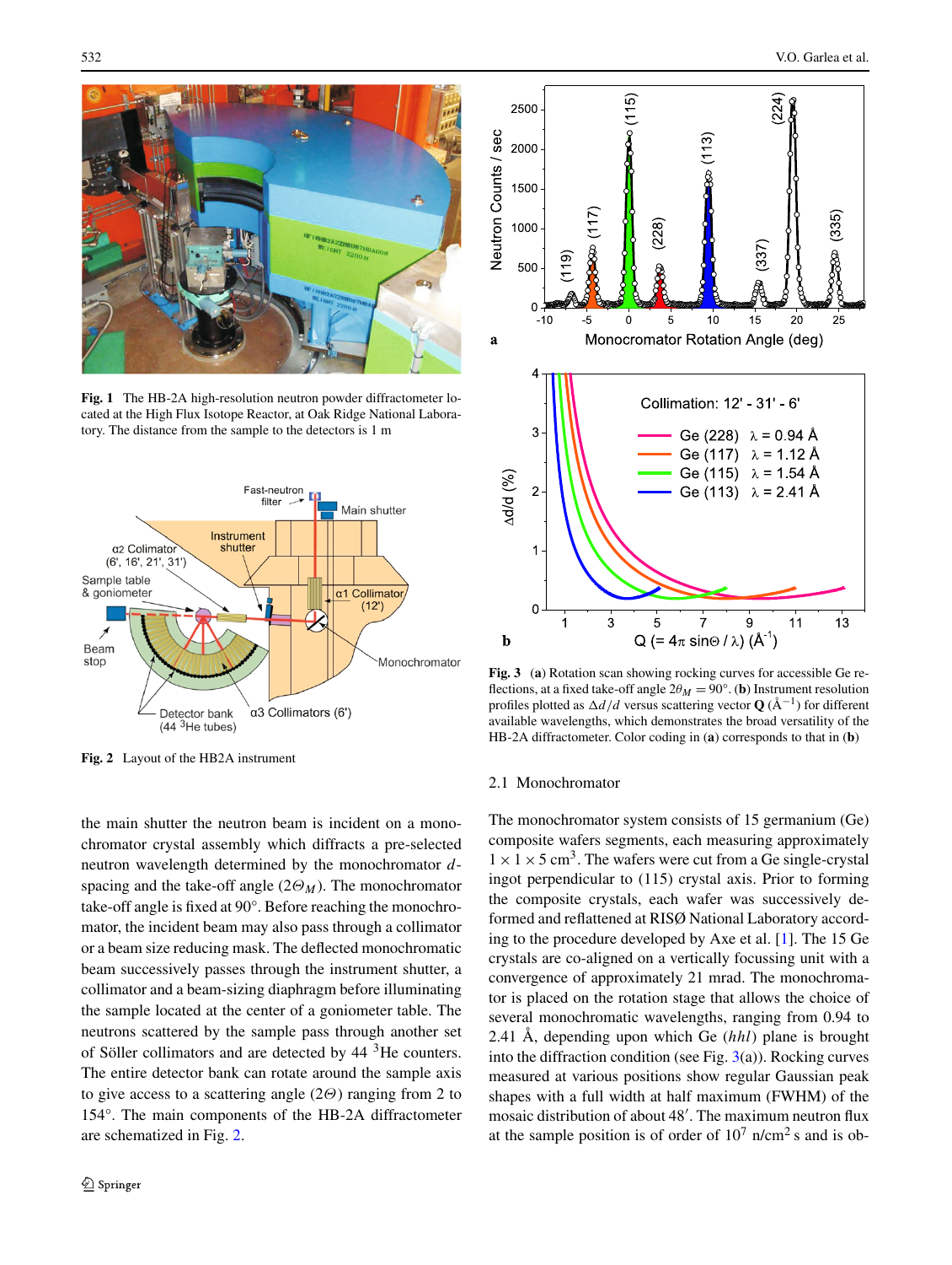**Fig. 1** The HB-2A high-resolution neutron powder diffractometer located at the High Flux Isotope Reactor, at Oak Ridge National Laboratory. The distance from the sample to the detectors is 1 m

**Fig. 2** Layout of the HB2A instrument

the main shutter the neutron beam is incident on a monochromator crystal assembly which diffracts a pre-selected neutron wavelength determined by the monochromator $d$-spacing and the take-off angle ($2\Theta_M$). The monochromator take-off angle is fixed at 90°. Before reaching the monochromator, the incident beam may also pass through a collimator or a beam size reducing mask. The deflected monochromatic beam successively passes through the instrument shutter, a collimator and a beam-sizing diaphragm before illuminating the sample located at the center of a goniometer table. The neutrons scattered by the sample pass through another set of Söller collimators and are detected by 44 $^3$He counters. The entire detector bank can rotate around the sample axis to give access to a scattering angle ($2\Theta$) ranging from 2 to 154°. The main components of the HB-2A diffractometer are schematized in Fig. 2.

**Fig. 3** (**a**) Rotation scan showing rocking curves for accessible Ge reflections, at a fixed take-off angle $2\theta_M = 90°$. (**b**) Instrument resolution profiles plotted as $\Delta d/d$ versus scattering vector **Q** (Å$^{-1}$) for different available wavelengths, which demonstrates the broad versatility of the HB-2A diffractometer. Color coding in (**a**) corresponds to that in (**b**)

## 2.1 Monochromator

The monochromator system consists of 15 germanium (Ge) composite wafers segments, each measuring approximately $1 \times 1 \times 5$ cm$^3$. The wafers were cut from a Ge single-crystal ingot perpendicular to (115) crystal axis. Prior to forming the composite crystals, each wafer was successively deformed and reflattened at RISØ National Laboratory according to the procedure developed by Axe et al. [1]. The 15 Ge crystals are co-aligned on a vertically focussing unit with a convergence of approximately 21 mrad. The monochromator is placed on the rotation stage that allows the choice of several monochromatic wavelengths, ranging from 0.94 to 2.41 Å, depending upon which Ge ($hhl$) plane is brought into the diffraction condition (see Fig. 3(a)). Rocking curves measured at various positions show regular Gaussian peak shapes with a full width at half maximum (FWHM) of the mosaic distribution of about 48′. The maximum neutron flux at the sample position is of order of $10^7$ n/cm$^2$ s and is ob-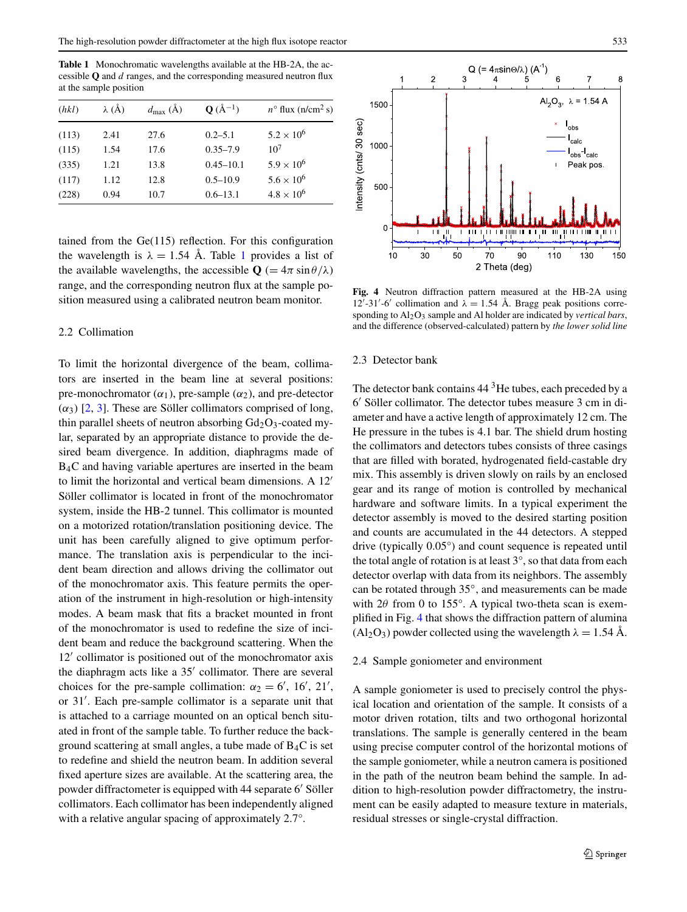**Table 1** Monochromatic wavelengths available at the HB-2A, the accessible **Q** and $d$ ranges, and the corresponding measured neutron flux at the sample position

| $(hkl)$ | $\lambda$ (Å) | $d_{max}$ (Å) | **Q** (Å$^{-1}$) | $n°$ flux (n/cm$^2$ s) |
|---|---|---|---|---|
| (113) | 2.41 | 27.6 | 0.2–5.1 | $5.2 \times 10^6$ |
| (115) | 1.54 | 17.6 | 0.35–7.9 | $10^7$ |
| (335) | 1.21 | 13.8 | 0.45–10.1 | $5.9 \times 10^6$ |
| (117) | 1.12 | 12.8 | 0.5–10.9 | $5.6 \times 10^6$ |
| (228) | 0.94 | 10.7 | 0.6–13.1 | $4.8 \times 10^6$ |

tained from the Ge(115) reflection. For this configuration the wavelength is $\lambda = 1.54$ Å. Table 1 provides a list of the available wavelengths, the accessible **Q** ($= 4\pi \sin\theta/\lambda$) range, and the corresponding neutron flux at the sample position measured using a calibrated neutron beam monitor.

### 2.2 Collimation

To limit the horizontal divergence of the beam, collimators are inserted in the beam line at several positions: pre-monochromator ($\alpha_1$), pre-sample ($\alpha_2$), and pre-detector ($\alpha_3$) [2, 3]. These are Söller collimators comprised of long, thin parallel sheets of neutron absorbing $Gd_2O_3$-coated mylar, separated by an appropriate distance to provide the desired beam divergence. In addition, diaphragms made of $B_4C$ and having variable apertures are inserted in the beam to limit the horizontal and vertical beam dimensions. A 12′ Söller collimator is located in front of the monochromator system, inside the HB-2 tunnel. This collimator is mounted on a motorized rotation/translation positioning device. The unit has been carefully aligned to give optimum performance. The translation axis is perpendicular to the incident beam direction and allows driving the collimator out of the monochromator axis. This feature permits the operation of the instrument in high-resolution or high-intensity modes. A beam mask that fits a bracket mounted in front of the monochromator is used to redefine the size of incident beam and reduce the background scattering. When the 12′ collimator is positioned out of the monochromator axis the diaphragm acts like a 35′ collimator. There are several choices for the pre-sample collimation: $\alpha_2 = 6'$, $16'$, $21'$, or $31'$. Each pre-sample collimator is a separate unit that is attached to a carriage mounted on an optical bench situated in front of the sample table. To further reduce the background scattering at small angles, a tube made of $B_4C$ is set to redefine and shield the neutron beam. In addition several fixed aperture sizes are available. At the scattering area, the powder diffractometer is equipped with 44 separate 6′ Söller collimators. Each collimator has been independently aligned with a relative angular spacing of approximately 2.7°.

**Fig. 4** Neutron diffraction pattern measured at the HB-2A using 12′-31′-6′ collimation and $\lambda = 1.54$ Å. Bragg peak positions corresponding to $Al_2O_3$ sample and Al holder are indicated by *vertical bars*, and the difference (observed-calculated) pattern by *the lower solid line*

### 2.3 Detector bank

The detector bank contains 44 $^3$He tubes, each preceded by a 6′ Söller collimator. The detector tubes measure 3 cm in diameter and have a active length of approximately 12 cm. The He pressure in the tubes is 4.1 bar. The shield drum hosting the collimators and detectors tubes consists of three casings that are filled with borated, hydrogenated field-castable dry mix. This assembly is driven slowly on rails by an enclosed gear and its range of motion is controlled by mechanical hardware and software limits. In a typical experiment the detector assembly is moved to the desired starting position and counts are accumulated in the 44 detectors. A stepped drive (typically 0.05°) and count sequence is repeated until the total angle of rotation is at least 3°, so that data from each detector overlap with data from its neighbors. The assembly can be rotated through 35°, and measurements can be made with $2\theta$ from 0 to 155°. A typical two-theta scan is exemplified in Fig. 4 that shows the diffraction pattern of alumina ($Al_2O_3$) powder collected using the wavelength $\lambda = 1.54$ Å.

### 2.4 Sample goniometer and environment

A sample goniometer is used to precisely control the physical location and orientation of the sample. It consists of a motor driven rotation, tilts and two orthogonal horizontal translations. The sample is generally centered in the beam using precise computer control of the horizontal motions of the sample goniometer, while a neutron camera is positioned in the path of the neutron beam behind the sample. In addition to high-resolution powder diffractometry, the instrument can be easily adapted to measure texture in materials, residual stresses or single-crystal diffraction.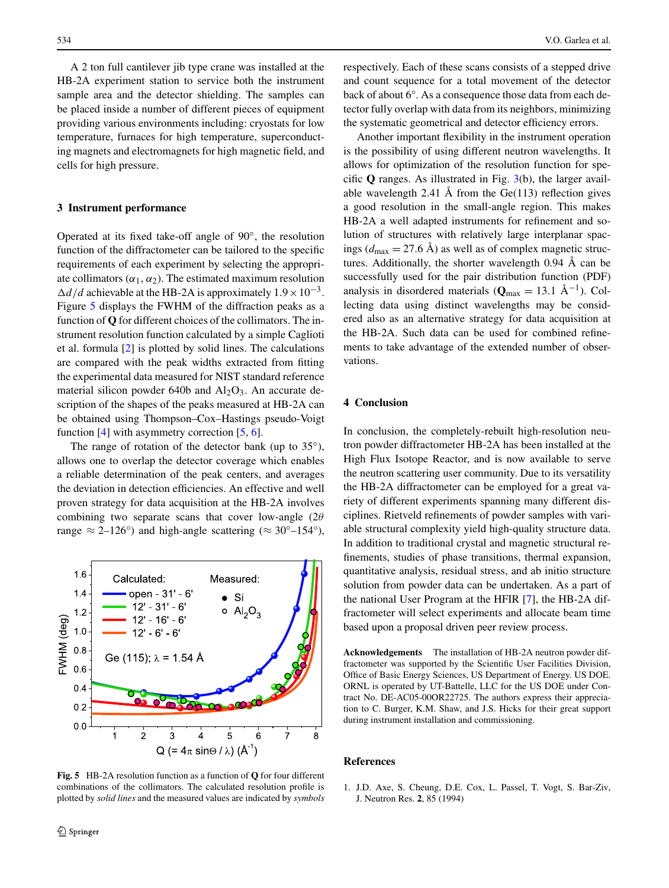A 2 ton full cantilever jib type crane was installed at the HB-2A experiment station to service both the instrument sample area and the detector shielding. The samples can be placed inside a number of different pieces of equipment providing various environments including: cryostats for low temperature, furnaces for high temperature, superconducting magnets and electromagnets for high magnetic field, and cells for high pressure.

## 3 Instrument performance

Operated at its fixed take-off angle of 90°, the resolution function of the diffractometer can be tailored to the specific requirements of each experiment by selecting the appropriate collimators ($\alpha_1, \alpha_2$). The estimated maximum resolution $\Delta d/d$ achievable at the HB-2A is approximately $1.9 \times 10^{-3}$. Figure 5 displays the FWHM of the diffraction peaks as a function of **Q** for different choices of the collimators. The instrument resolution function calculated by a simple Caglioti et al. formula [2] is plotted by solid lines. The calculations are compared with the peak widths extracted from fitting the experimental data measured for NIST standard reference material silicon powder 640b and $Al_2O_3$. An accurate description of the shapes of the peaks measured at HB-2A can be obtained using Thompson–Cox–Hastings pseudo-Voigt function [4] with asymmetry correction [5, 6].

The range of rotation of the detector bank (up to 35°), allows one to overlap the detector coverage which enables a reliable determination of the peak centers, and averages the deviation in detection efficiencies. An effective and well proven strategy for data acquisition at the HB-2A involves combining two separate scans that cover low-angle ($2\theta$ range ≈ 2–126°) and high-angle scattering (≈ 30°–154°), respectively. Each of these scans consists of a stepped drive and count sequence for a total movement of the detector back of about 6°. As a consequence those data from each detector fully overlap with data from its neighbors, minimizing the systematic geometrical and detector efficiency errors.

Another important flexibility in the instrument operation is the possibility of using different neutron wavelengths. It allows for optimization of the resolution function for specific **Q** ranges. As illustrated in Fig. 3(b), the larger available wavelength 2.41 Å from the Ge(113) reflection gives a good resolution in the small-angle region. This makes HB-2A a well adapted instruments for refinement and solution of structures with relatively large interplanar spacings ($d_{\max} = 27.6$ Å) as well as of complex magnetic structures. Additionally, the shorter wavelength 0.94 Å can be successfully used for the pair distribution function (PDF) analysis in disordered materials ($\mathbf{Q}_{\max} = 13.1$ Å$^{-1}$). Collecting data using distinct wavelengths may be considered also as an alternative strategy for data acquisition at the HB-2A. Such data can be used for combined refinements to take advantage of the extended number of observations.

**Fig. 5** HB-2A resolution function as a function of **Q** for four different combinations of the collimators. The calculated resolution profile is plotted by *solid lines* and the measured values are indicated by *symbols*

## 4 Conclusion

In conclusion, the completely-rebuilt high-resolution neutron powder diffractometer HB-2A has been installed at the High Flux Isotope Reactor, and is now available to serve the neutron scattering user community. Due to its versatility the HB-2A diffractometer can be employed for a great variety of different experiments spanning many different disciplines. Rietveld refinements of powder samples with variable structural complexity yield high-quality structure data. In addition to traditional crystal and magnetic structural refinements, studies of phase transitions, thermal expansion, quantitative analysis, residual stress, and ab initio structure solution from powder data can be undertaken. As a part of the national User Program at the HFIR [7], the HB-2A diffractometer will select experiments and allocate beam time based upon a proposal driven peer review process.

**Acknowledgements** The installation of HB-2A neutron powder diffractometer was supported by the Scientific User Facilities Division, Office of Basic Energy Sciences, US Department of Energy. US DOE. ORNL is operated by UT-Battelle, LLC for the US DOE under Contract No. DE-AC05-00OR22725. The authors express their appreciation to C. Burger, K.M. Shaw, and J.S. Hicks for their great support during instrument installation and commissioning.

## References

1. J.D. Axe, S. Cheung, D.E. Cox, L. Passel, T. Vogt, S. Bar-Ziv, J. Neutron Res. **2**, 85 (1994)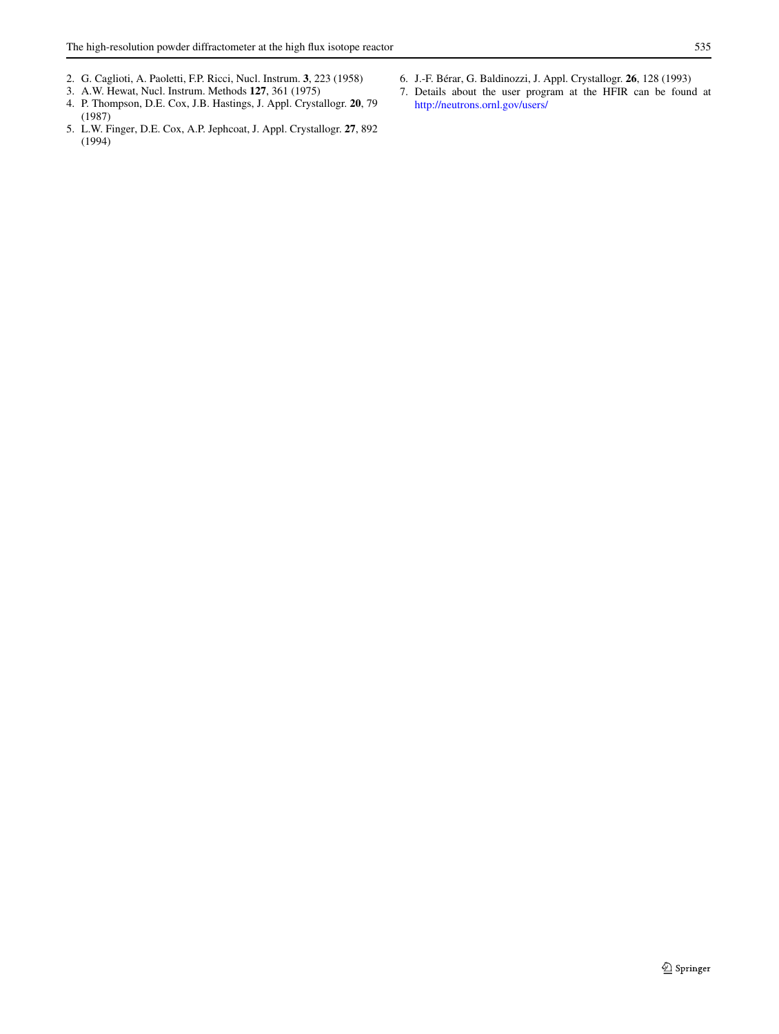2. G. Caglioti, A. Paoletti, F.P. Ricci, Nucl. Instrum. **3**, 223 (1958)
3. A.W. Hewat, Nucl. Instrum. Methods **127**, 361 (1975)
4. P. Thompson, D.E. Cox, J.B. Hastings, J. Appl. Crystallogr. **20**, 79 (1987)
5. L.W. Finger, D.E. Cox, A.P. Jephcoat, J. Appl. Crystallogr. **27**, 892 (1994)
6. J.-F. Bérar, G. Baldinozzi, J. Appl. Crystallogr. **26**, 128 (1993)
7. Details about the user program at the HFIR can be found at http://neutrons.ornl.gov/users/